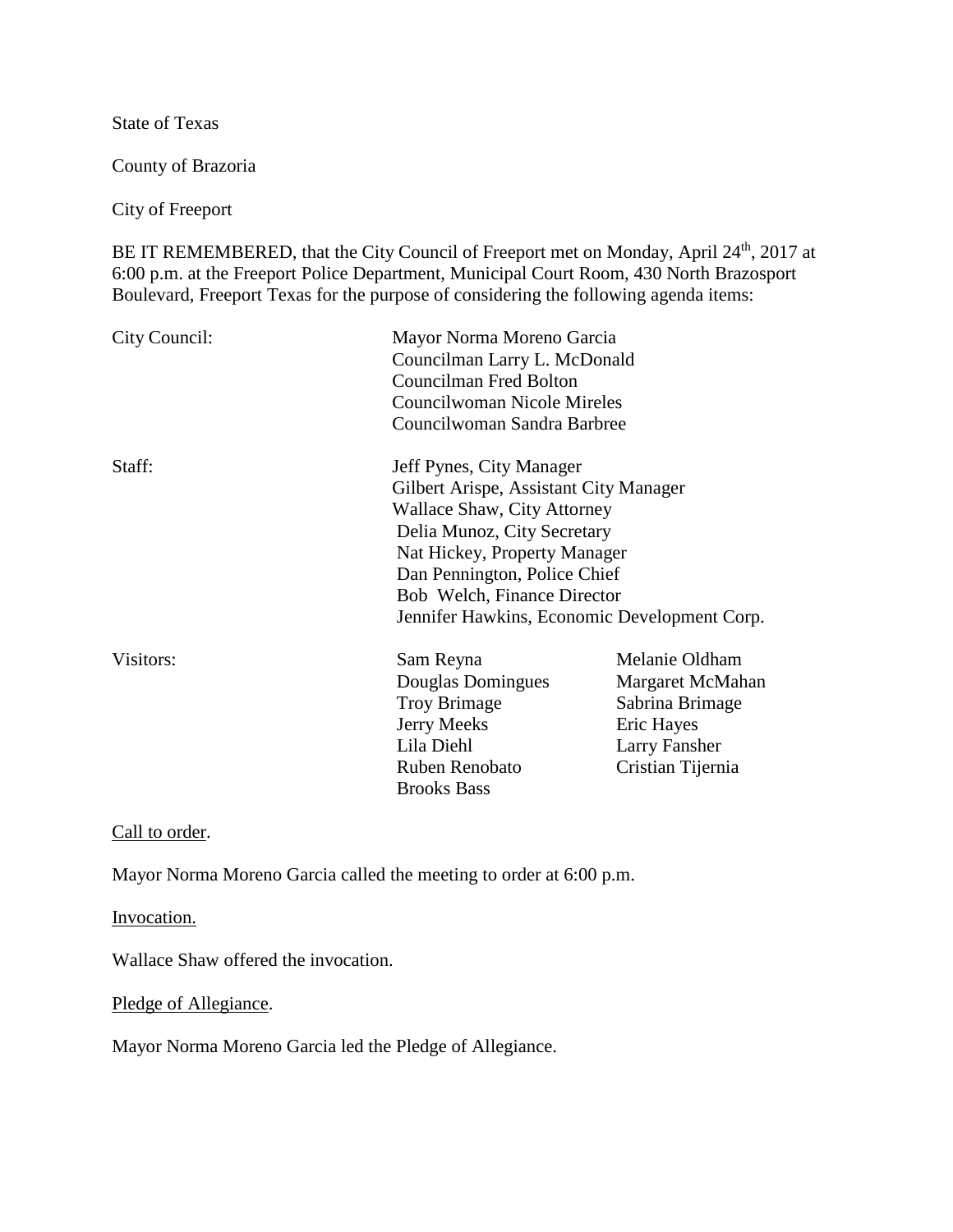State of Texas

County of Brazoria

City of Freeport

BE IT REMEMBERED, that the City Council of Freeport met on Monday, April 24th, 2017 at 6:00 p.m. at the Freeport Police Department, Municipal Court Room, 430 North Brazosport Boulevard, Freeport Texas for the purpose of considering the following agenda items:

City Council: Mayor Norma Moreno Garcia
Councilman Larry L. McDonald
Councilman Fred Bolton
Councilwoman Nicole Mireles
Councilwoman Sandra Barbree

Staff: Jeff Pynes, City Manager
Gilbert Arispe, Assistant City Manager
Wallace Shaw, City Attorney
Delia Munoz, City Secretary
Nat Hickey, Property Manager
Dan Pennington, Police Chief
Bob Welch, Finance Director
Jennifer Hawkins, Economic Development Corp.

Visitors:

| | |
|---|---|
| Sam Reyna | Melanie Oldham |
| Douglas Domingues | Margaret McMahan |
| Troy Brimage | Sabrina Brimage |
| Jerry Meeks | Eric Hayes |
| Lila Diehl | Larry Fansher |
| Ruben Renobato | Cristian Tijernia |
| Brooks Bass | |

Call to order.

Mayor Norma Moreno Garcia called the meeting to order at 6:00 p.m.

Invocation.

Wallace Shaw offered the invocation.

Pledge of Allegiance.

Mayor Norma Moreno Garcia led the Pledge of Allegiance.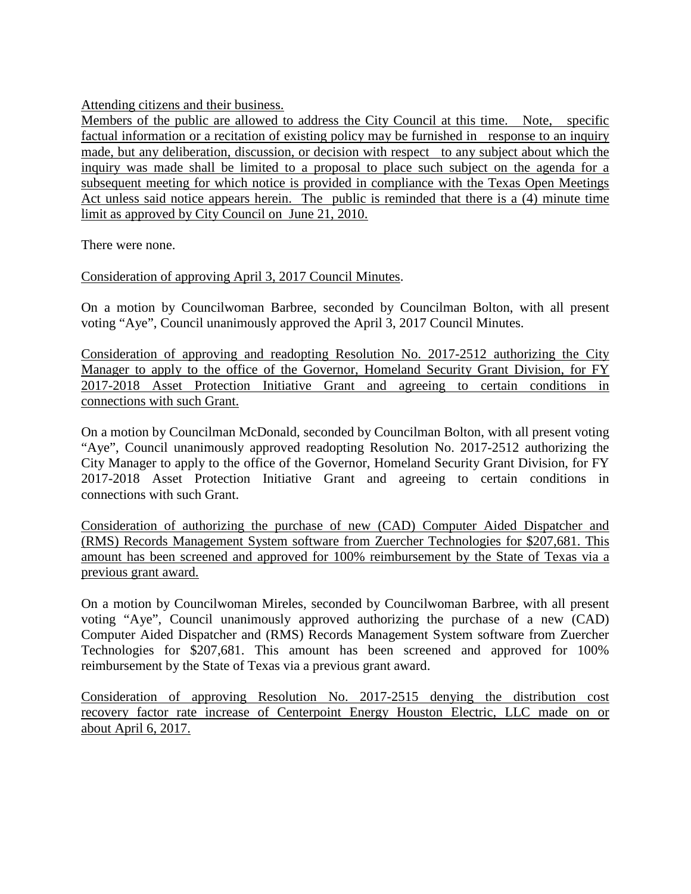Attending citizens and their business.
Members of the public are allowed to address the City Council at this time. Note, specific factual information or a recitation of existing policy may be furnished in response to an inquiry made, but any deliberation, discussion, or decision with respect to any subject about which the inquiry was made shall be limited to a proposal to place such subject on the agenda for a subsequent meeting for which notice is provided in compliance with the Texas Open Meetings Act unless said notice appears herein. The public is reminded that there is a (4) minute time limit as approved by City Council on June 21, 2010.

There were none.

Consideration of approving April 3, 2017 Council Minutes.

On a motion by Councilwoman Barbree, seconded by Councilman Bolton, with all present voting "Aye", Council unanimously approved the April 3, 2017 Council Minutes.

Consideration of approving and readopting Resolution No. 2017-2512 authorizing the City Manager to apply to the office of the Governor, Homeland Security Grant Division, for FY 2017-2018 Asset Protection Initiative Grant and agreeing to certain conditions in connections with such Grant.

On a motion by Councilman McDonald, seconded by Councilman Bolton, with all present voting "Aye", Council unanimously approved readopting Resolution No. 2017-2512 authorizing the City Manager to apply to the office of the Governor, Homeland Security Grant Division, for FY 2017-2018 Asset Protection Initiative Grant and agreeing to certain conditions in connections with such Grant.

Consideration of authorizing the purchase of new (CAD) Computer Aided Dispatcher and (RMS) Records Management System software from Zuercher Technologies for $207,681. This amount has been screened and approved for 100% reimbursement by the State of Texas via a previous grant award.

On a motion by Councilwoman Mireles, seconded by Councilwoman Barbree, with all present voting "Aye", Council unanimously approved authorizing the purchase of a new (CAD) Computer Aided Dispatcher and (RMS) Records Management System software from Zuercher Technologies for $207,681. This amount has been screened and approved for 100% reimbursement by the State of Texas via a previous grant award.

Consideration of approving Resolution No. 2017-2515 denying the distribution cost recovery factor rate increase of Centerpoint Energy Houston Electric, LLC made on or about April 6, 2017.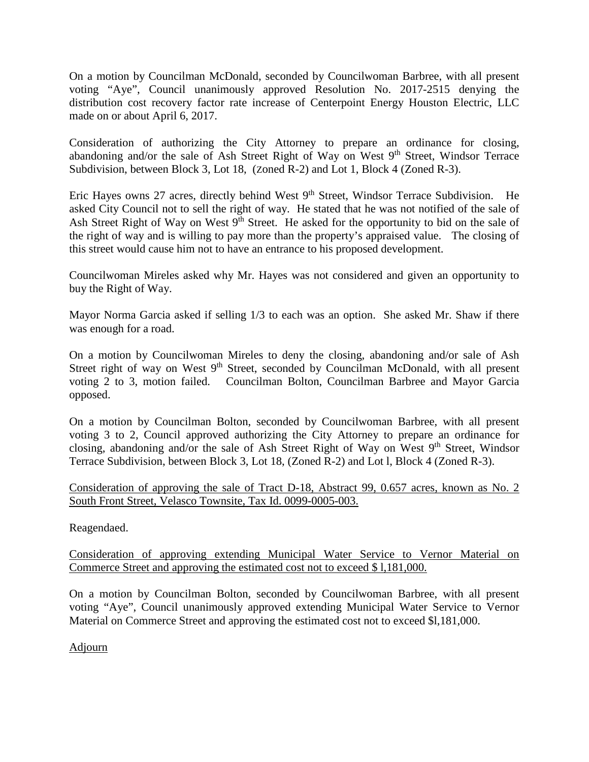On a motion by Councilman McDonald, seconded by Councilwoman Barbree, with all present voting "Aye", Council unanimously approved Resolution No. 2017-2515 denying the distribution cost recovery factor rate increase of Centerpoint Energy Houston Electric, LLC made on or about April 6, 2017.

Consideration of authorizing the City Attorney to prepare an ordinance for closing, abandoning and/or the sale of Ash Street Right of Way on West 9th Street, Windsor Terrace Subdivision, between Block 3, Lot 18, (zoned R-2) and Lot 1, Block 4 (Zoned R-3).

Eric Hayes owns 27 acres, directly behind West 9th Street, Windsor Terrace Subdivision. He asked City Council not to sell the right of way. He stated that he was not notified of the sale of Ash Street Right of Way on West 9th Street. He asked for the opportunity to bid on the sale of the right of way and is willing to pay more than the property's appraised value. The closing of this street would cause him not to have an entrance to his proposed development.

Councilwoman Mireles asked why Mr. Hayes was not considered and given an opportunity to buy the Right of Way.

Mayor Norma Garcia asked if selling 1/3 to each was an option. She asked Mr. Shaw if there was enough for a road.

On a motion by Councilwoman Mireles to deny the closing, abandoning and/or sale of Ash Street right of way on West 9th Street, seconded by Councilman McDonald, with all present voting 2 to 3, motion failed. Councilman Bolton, Councilman Barbree and Mayor Garcia opposed.

On a motion by Councilman Bolton, seconded by Councilwoman Barbree, with all present voting 3 to 2, Council approved authorizing the City Attorney to prepare an ordinance for closing, abandoning and/or the sale of Ash Street Right of Way on West 9th Street, Windsor Terrace Subdivision, between Block 3, Lot 18, (Zoned R-2) and Lot l, Block 4 (Zoned R-3).

Consideration of approving the sale of Tract D-18, Abstract 99, 0.657 acres, known as No. 2 South Front Street, Velasco Townsite, Tax Id. 0099-0005-003.

Reagendaed.

Consideration of approving extending Municipal Water Service to Vernor Material on Commerce Street and approving the estimated cost not to exceed $ l,181,000.

On a motion by Councilman Bolton, seconded by Councilwoman Barbree, with all present voting "Aye", Council unanimously approved extending Municipal Water Service to Vernor Material on Commerce Street and approving the estimated cost not to exceed $l,181,000.

Adjourn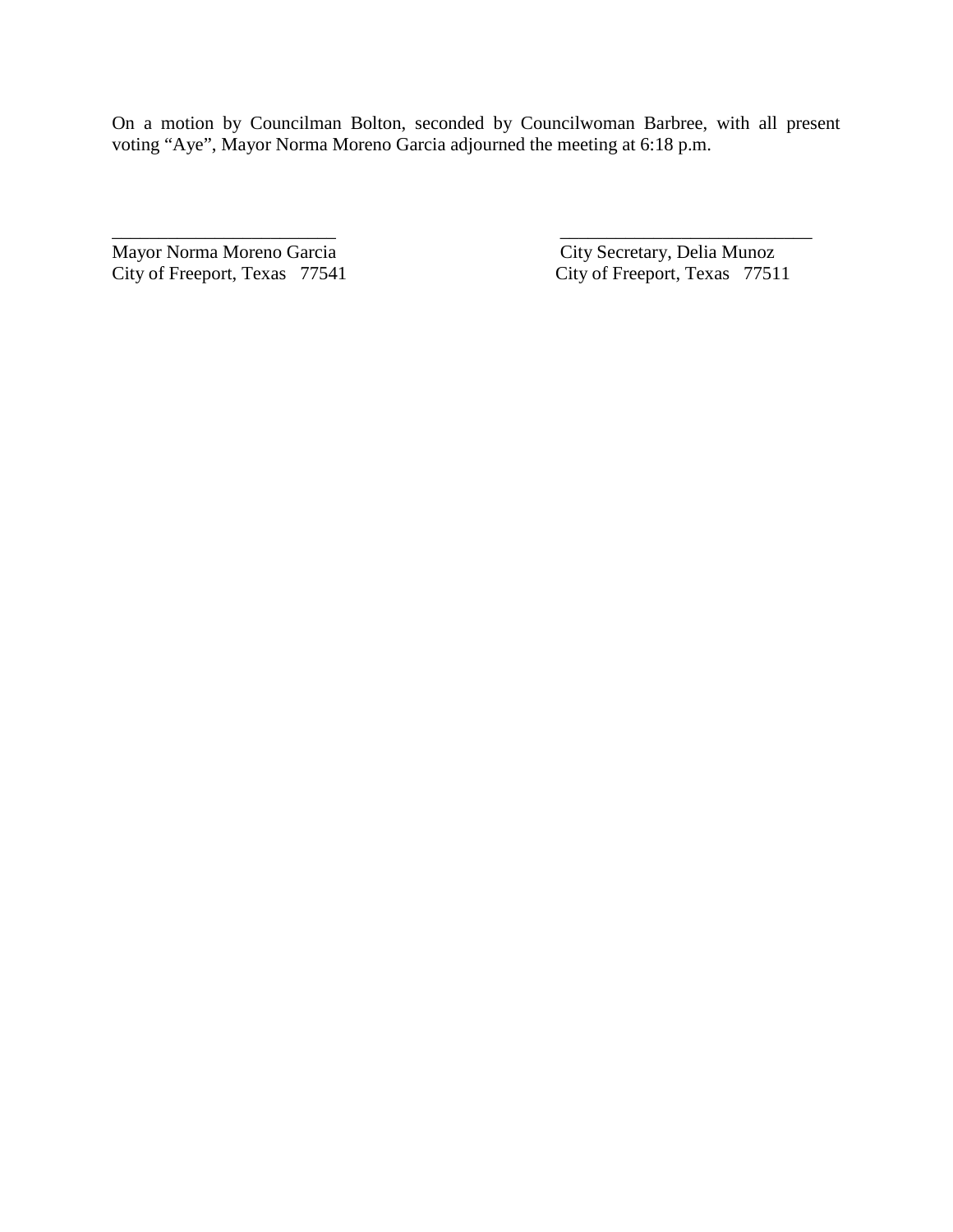On a motion by Councilman Bolton, seconded by Councilwoman Barbree, with all present voting “Aye”, Mayor Norma Moreno Garcia adjourned the meeting at 6:18 p.m.

| | |
|---|---|
| ________________________ | ___________________________ |
| Mayor Norma Moreno Garcia | City Secretary, Delia Munoz |
| City of Freeport, Texas 77541 | City of Freeport, Texas 77511 |